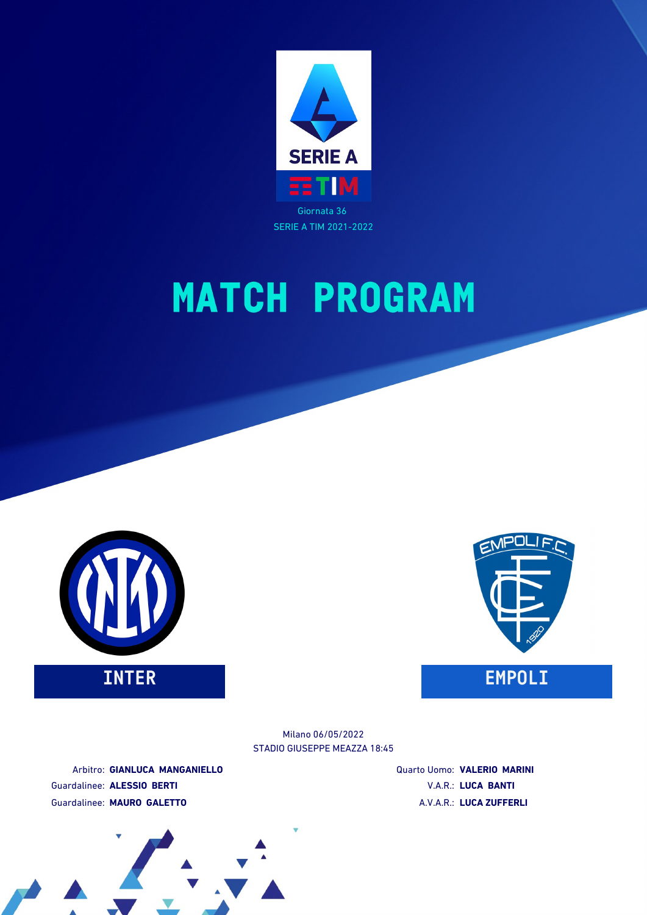SERIE A TIM

Giornata 36

SERIE A TIM 2021-2022

# MATCH PROGRAM

**INTER** — **EMPOLI**

Milano 06/05/2022

STADIO GIUSEPPE MEAZZA 18:45

Arbitro: **GIANLUCA MANGANIELLO**

Guardalinee: **ALESSIO BERTI**

Guardalinee: **MAURO GALETTO**

Quarto Uomo: **VALERIO MARINI**

V.A.R.: **LUCA BANTI**

A.V.A.R.: **LUCA ZUFFERLI**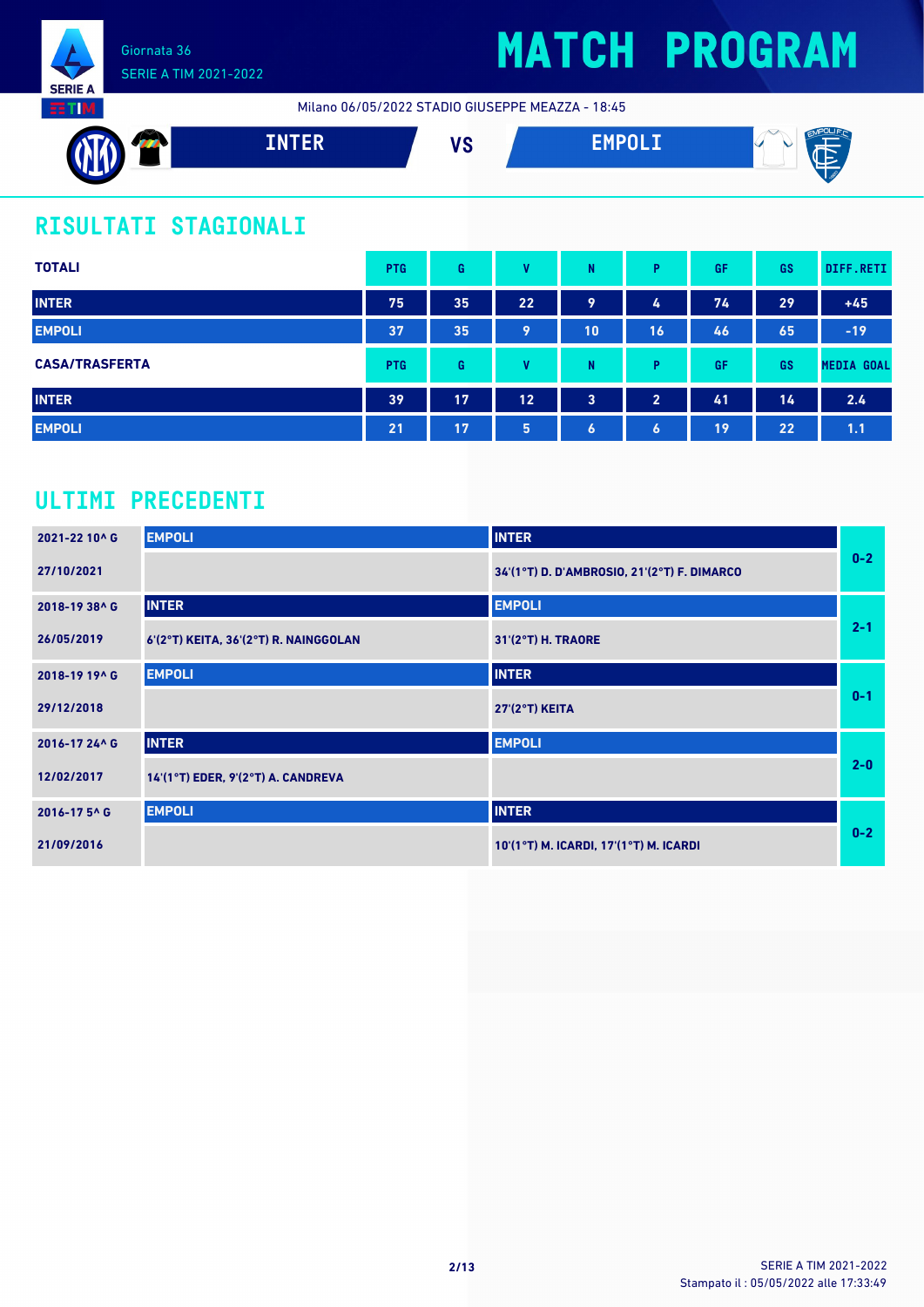# MATCH PROGRAM

Giornata 36
SERIE A TIM 2021-2022

Milano 06/05/2022 STADIO GIUSEPPE MEAZZA - 18:45

**INTER** VS **EMPOLI**

## RISULTATI STAGIONALI

| TOTALI | PTG | G | V | N | P | GF | GS | DIFF.RETI |
|---|---|---|---|---|---|---|---|---|
| INTER | 75 | 35 | 22 | 9 | 4 | 74 | 29 | +45 |
| EMPOLI | 37 | 35 | 9 | 10 | 16 | 46 | 65 | -19 |

| CASA/TRASFERTA | PTG | G | V | N | P | GF | GS | MEDIA GOAL |
|---|---|---|---|---|---|---|---|---|
| INTER | 39 | 17 | 12 | 3 | 2 | 41 | 14 | 2.4 |
| EMPOLI | 21 | 17 | 5 | 6 | 6 | 19 | 22 | 1.1 |

## ULTIMI PRECEDENTI

| Stagione / Data | Casa | Trasferta | Risultato |
|---|---|---|---|
| 2021-22 10^ G | EMPOLI | INTER | 0-2 |
| 27/10/2021 | | 34'(1°T) D. D'AMBROSIO, 21'(2°T) F. DIMARCO | |
| 2018-19 38^ G | INTER | EMPOLI | 2-1 |
| 26/05/2019 | 6'(2°T) KEITA, 36'(2°T) R. NAINGGOLAN | 31'(2°T) H. TRAORE | |
| 2018-19 19^ G | EMPOLI | INTER | 0-1 |
| 29/12/2018 | | 27'(2°T) KEITA | |
| 2016-17 24^ G | INTER | EMPOLI | 2-0 |
| 12/02/2017 | 14'(1°T) EDER, 9'(2°T) A. CANDREVA | | |
| 2016-17 5^ G | EMPOLI | INTER | 0-2 |
| 21/09/2016 | | 10'(1°T) M. ICARDI, 17'(1°T) M. ICARDI | |

SERIE A TIM 2021-2022
Stampato il : 05/05/2022 alle 17:33:49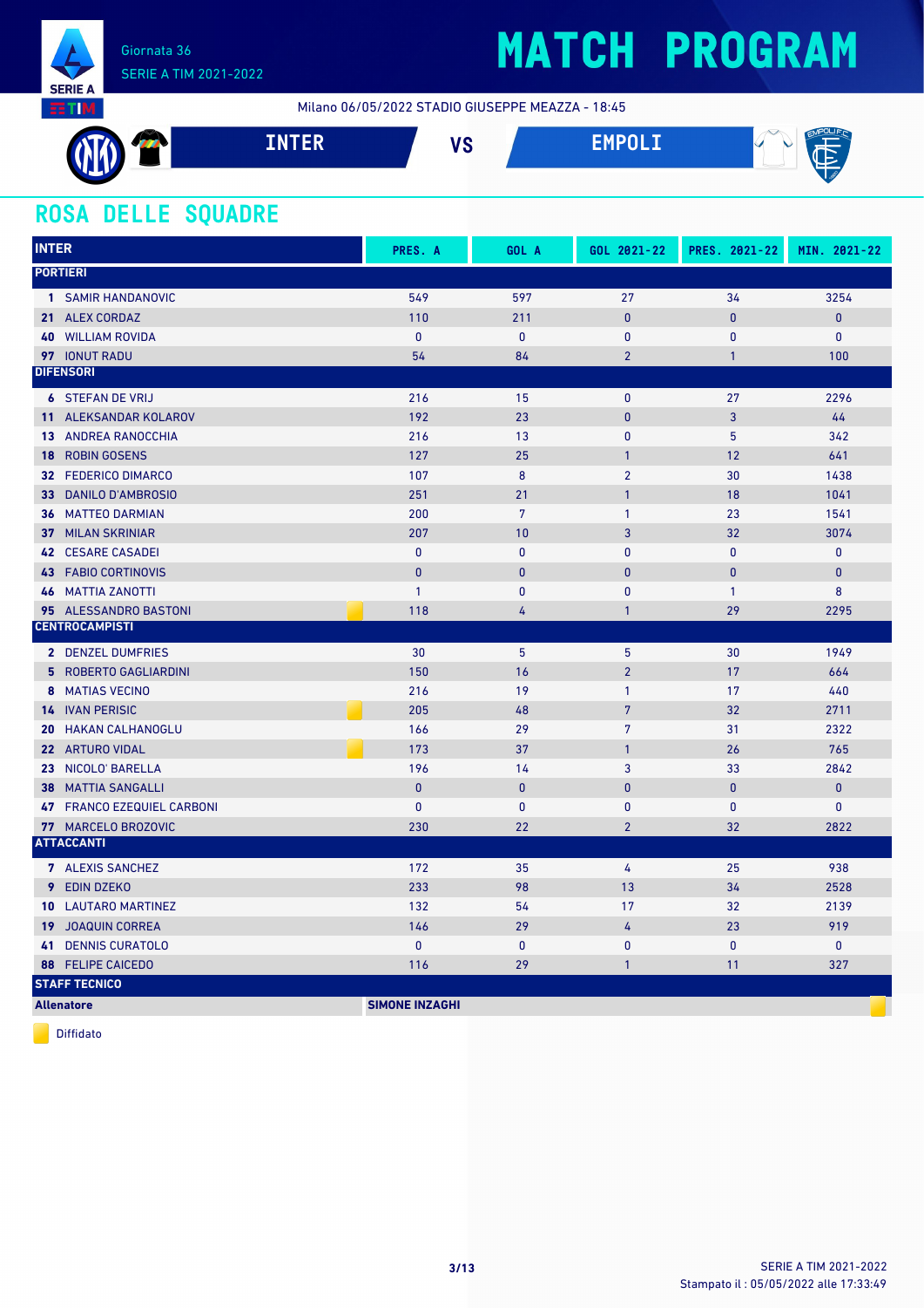# MATCH PROGRAM

Giornata 36
SERIE A TIM 2021-2022

Milano 06/05/2022 STADIO GIUSEPPE MEAZZA - 18:45

**INTER** VS **EMPOLI**

## ROSA DELLE SQUADRE

| INTER | | PRES. A | GOL A | GOL 2021-22 | PRES. 2021-22 | MIN. 2021-22 |
|---|---|---|---|---|---|---|
| **PORTIERI** | | | | | | |
| 1 | SAMIR HANDANOVIC | 549 | 597 | 27 | 34 | 3254 |
| 21 | ALEX CORDAZ | 110 | 211 | 0 | 0 | 0 |
| 40 | WILLIAM ROVIDA | 0 | 0 | 0 | 0 | 0 |
| 97 | IONUT RADU | 54 | 84 | 2 | 1 | 100 |
| **DIFENSORI** | | | | | | |
| 6 | STEFAN DE VRIJ | 216 | 15 | 0 | 27 | 2296 |
| 11 | ALEKSANDAR KOLAROV | 192 | 23 | 0 | 3 | 44 |
| 13 | ANDREA RANOCCHIA | 216 | 13 | 0 | 5 | 342 |
| 18 | ROBIN GOSENS | 127 | 25 | 1 | 12 | 641 |
| 32 | FEDERICO DIMARCO | 107 | 8 | 2 | 30 | 1438 |
| 33 | DANILO D'AMBROSIO | 251 | 21 | 1 | 18 | 1041 |
| 36 | MATTEO DARMIAN | 200 | 7 | 1 | 23 | 1541 |
| 37 | MILAN SKRINIAR | 207 | 10 | 3 | 32 | 3074 |
| 42 | CESARE CASADEI | 0 | 0 | 0 | 0 | 0 |
| 43 | FABIO CORTINOVIS | 0 | 0 | 0 | 0 | 0 |
| 46 | MATTIA ZANOTTI | 1 | 0 | 0 | 1 | 8 |
| 95 | ALESSANDRO BASTONI (Diffidato) | 118 | 4 | 1 | 29 | 2295 |
| **CENTROCAMPISTI** | | | | | | |
| 2 | DENZEL DUMFRIES | 30 | 5 | 5 | 30 | 1949 |
| 5 | ROBERTO GAGLIARDINI | 150 | 16 | 2 | 17 | 664 |
| 8 | MATIAS VECINO | 216 | 19 | 1 | 17 | 440 |
| 14 | IVAN PERISIC (Diffidato) | 205 | 48 | 7 | 32 | 2711 |
| 20 | HAKAN CALHANOGLU | 166 | 29 | 7 | 31 | 2322 |
| 22 | ARTURO VIDAL (Diffidato) | 173 | 37 | 1 | 26 | 765 |
| 23 | NICOLO' BARELLA | 196 | 14 | 3 | 33 | 2842 |
| 38 | MATTIA SANGALLI | 0 | 0 | 0 | 0 | 0 |
| 47 | FRANCO EZEQUIEL CARBONI | 0 | 0 | 0 | 0 | 0 |
| 77 | MARCELO BROZOVIC | 230 | 22 | 2 | 32 | 2822 |
| **ATTACCANTI** | | | | | | |
| 7 | ALEXIS SANCHEZ | 172 | 35 | 4 | 25 | 938 |
| 9 | EDIN DZEKO | 233 | 98 | 13 | 34 | 2528 |
| 10 | LAUTARO MARTINEZ | 132 | 54 | 17 | 32 | 2139 |
| 19 | JOAQUIN CORREA | 146 | 29 | 4 | 23 | 919 |
| 41 | DENNIS CURATOLO | 0 | 0 | 0 | 0 | 0 |
| 88 | FELIPE CAICEDO | 116 | 29 | 1 | 11 | 327 |
| **STAFF TECNICO** | | | | | | |
| **Allenatore** | | **SIMONE INZAGHI** (Diffidato) | | | | |

Diffidato

SERIE A TIM 2021-2022
Stampato il : 05/05/2022 alle 17:33:49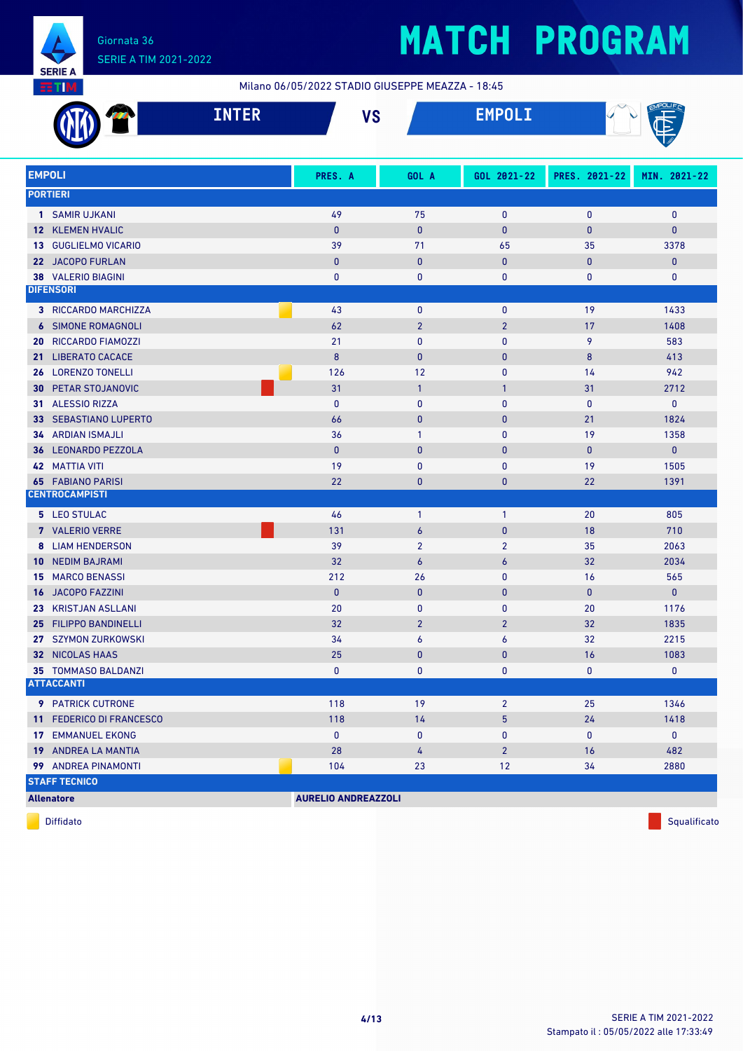# MATCH PROGRAM

Giornata 36
SERIE A TIM 2021-2022

Milano 06/05/2022 STADIO GIUSEPPE MEAZZA - 18:45

## INTER VS EMPOLI

| EMPOLI | PRES. A | GOL A | GOL 2021-22 | PRES. 2021-22 | MIN. 2021-22 |
|---|---|---|---|---|---|
| **PORTIERI** | | | | | |
| 1 SAMIR UJKANI | 49 | 75 | 0 | 0 | 0 |
| 12 KLEMEN HVALIC | 0 | 0 | 0 | 0 | 0 |
| 13 GUGLIELMO VICARIO | 39 | 71 | 65 | 35 | 3378 |
| 22 JACOPO FURLAN | 0 | 0 | 0 | 0 | 0 |
| 38 VALERIO BIAGINI | 0 | 0 | 0 | 0 | 0 |
| **DIFENSORI** | | | | | |
| 3 RICCARDO MARCHIZZA (Diffidato) | 43 | 0 | 0 | 19 | 1433 |
| 6 SIMONE ROMAGNOLI | 62 | 2 | 2 | 17 | 1408 |
| 20 RICCARDO FIAMOZZI | 21 | 0 | 0 | 9 | 583 |
| 21 LIBERATO CACACE | 8 | 0 | 0 | 8 | 413 |
| 26 LORENZO TONELLI (Diffidato) | 126 | 12 | 0 | 14 | 942 |
| 30 PETAR STOJANOVIC (Squalificato) | 31 | 1 | 1 | 31 | 2712 |
| 31 ALESSIO RIZZA | 0 | 0 | 0 | 0 | 0 |
| 33 SEBASTIANO LUPERTO | 66 | 0 | 0 | 21 | 1824 |
| 34 ARDIAN ISMAJLI | 36 | 1 | 0 | 19 | 1358 |
| 36 LEONARDO PEZZOLA | 0 | 0 | 0 | 0 | 0 |
| 42 MATTIA VITI | 19 | 0 | 0 | 19 | 1505 |
| 65 FABIANO PARISI | 22 | 0 | 0 | 22 | 1391 |
| **CENTROCAMPISTI** | | | | | |
| 5 LEO STULAC | 46 | 1 | 1 | 20 | 805 |
| 7 VALERIO VERRE (Squalificato) | 131 | 6 | 0 | 18 | 710 |
| 8 LIAM HENDERSON | 39 | 2 | 2 | 35 | 2063 |
| 10 NEDIM BAJRAMI | 32 | 6 | 6 | 32 | 2034 |
| 15 MARCO BENASSI | 212 | 26 | 0 | 16 | 565 |
| 16 JACOPO FAZZINI | 0 | 0 | 0 | 0 | 0 |
| 23 KRISTJAN ASLLANI | 20 | 0 | 0 | 20 | 1176 |
| 25 FILIPPO BANDINELLI | 32 | 2 | 2 | 32 | 1835 |
| 27 SZYMON ZURKOWSKI | 34 | 6 | 6 | 32 | 2215 |
| 32 NICOLAS HAAS | 25 | 0 | 0 | 16 | 1083 |
| 35 TOMMASO BALDANZI | 0 | 0 | 0 | 0 | 0 |
| **ATTACCANTI** | | | | | |
| 9 PATRICK CUTRONE | 118 | 19 | 2 | 25 | 1346 |
| 11 FEDERICO DI FRANCESCO | 118 | 14 | 5 | 24 | 1418 |
| 17 EMMANUEL EKONG | 0 | 0 | 0 | 0 | 0 |
| 19 ANDREA LA MANTIA | 28 | 4 | 2 | 16 | 482 |
| 99 ANDREA PINAMONTI (Diffidato) | 104 | 23 | 12 | 34 | 2880 |
| **STAFF TECNICO** | | | | | |
| **Allenatore** | **AURELIO ANDREAZZOLI** | | | | |

Diffidato — Squalificato

SERIE A TIM 2021-2022
Stampato il : 05/05/2022 alle 17:33:49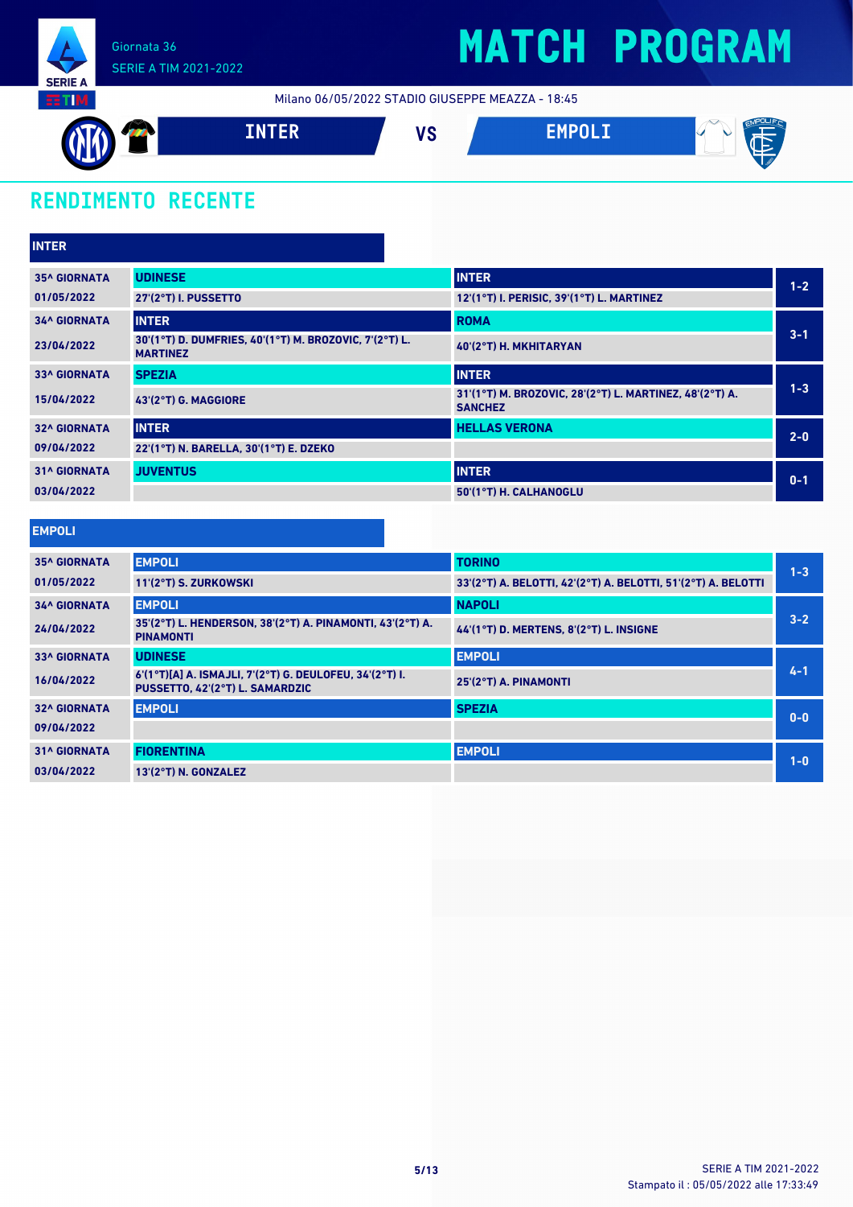# MATCH PROGRAM

Giornata 36
SERIE A TIM 2021-2022

Milano 06/05/2022 STADIO GIUSEPPE MEAZZA - 18:45

**INTER** VS **EMPOLI**

## RENDIMENTO RECENTE

### INTER

| Giornata | Casa | Ospite | Risultato |
|---|---|---|---|
| 35^ GIORNATA 01/05/2022 | UDINESE<br>27'(2°T) I. PUSSETTO | INTER<br>12'(1°T) I. PERISIC, 39'(1°T) L. MARTINEZ | 1-2 |
| 34^ GIORNATA 23/04/2022 | INTER<br>30'(1°T) D. DUMFRIES, 40'(1°T) M. BROZOVIC, 7'(2°T) L. MARTINEZ | ROMA<br>40'(2°T) H. MKHITARYAN | 3-1 |
| 33^ GIORNATA 15/04/2022 | SPEZIA<br>43'(2°T) G. MAGGIORE | INTER<br>31'(1°T) M. BROZOVIC, 28'(2°T) L. MARTINEZ, 48'(2°T) A. SANCHEZ | 1-3 |
| 32^ GIORNATA 09/04/2022 | INTER<br>22'(1°T) N. BARELLA, 30'(1°T) E. DZEKO | HELLAS VERONA | 2-0 |
| 31^ GIORNATA 03/04/2022 | JUVENTUS | INTER<br>50'(1°T) H. CALHANOGLU | 0-1 |

### EMPOLI

| Giornata | Casa | Ospite | Risultato |
|---|---|---|---|
| 35^ GIORNATA 01/05/2022 | EMPOLI<br>11'(2°T) S. ZURKOWSKI | TORINO<br>33'(2°T) A. BELOTTI, 42'(2°T) A. BELOTTI, 51'(2°T) A. BELOTTI | 1-3 |
| 34^ GIORNATA 24/04/2022 | EMPOLI<br>35'(2°T) L. HENDERSON, 38'(2°T) A. PINAMONTI, 43'(2°T) A. PINAMONTI | NAPOLI<br>44'(1°T) D. MERTENS, 8'(2°T) L. INSIGNE | 3-2 |
| 33^ GIORNATA 16/04/2022 | UDINESE<br>6'(1°T)[A] A. ISMAJLI, 7'(2°T) G. DEULOFEU, 34'(2°T) I. PUSSETTO, 42'(2°T) L. SAMARDZIC | EMPOLI<br>25'(2°T) A. PINAMONTI | 4-1 |
| 32^ GIORNATA 09/04/2022 | EMPOLI | SPEZIA | 0-0 |
| 31^ GIORNATA 03/04/2022 | FIORENTINA<br>13'(2°T) N. GONZALEZ | EMPOLI | 1-0 |

SERIE A TIM 2021-2022
Stampato il : 05/05/2022 alle 17:33:49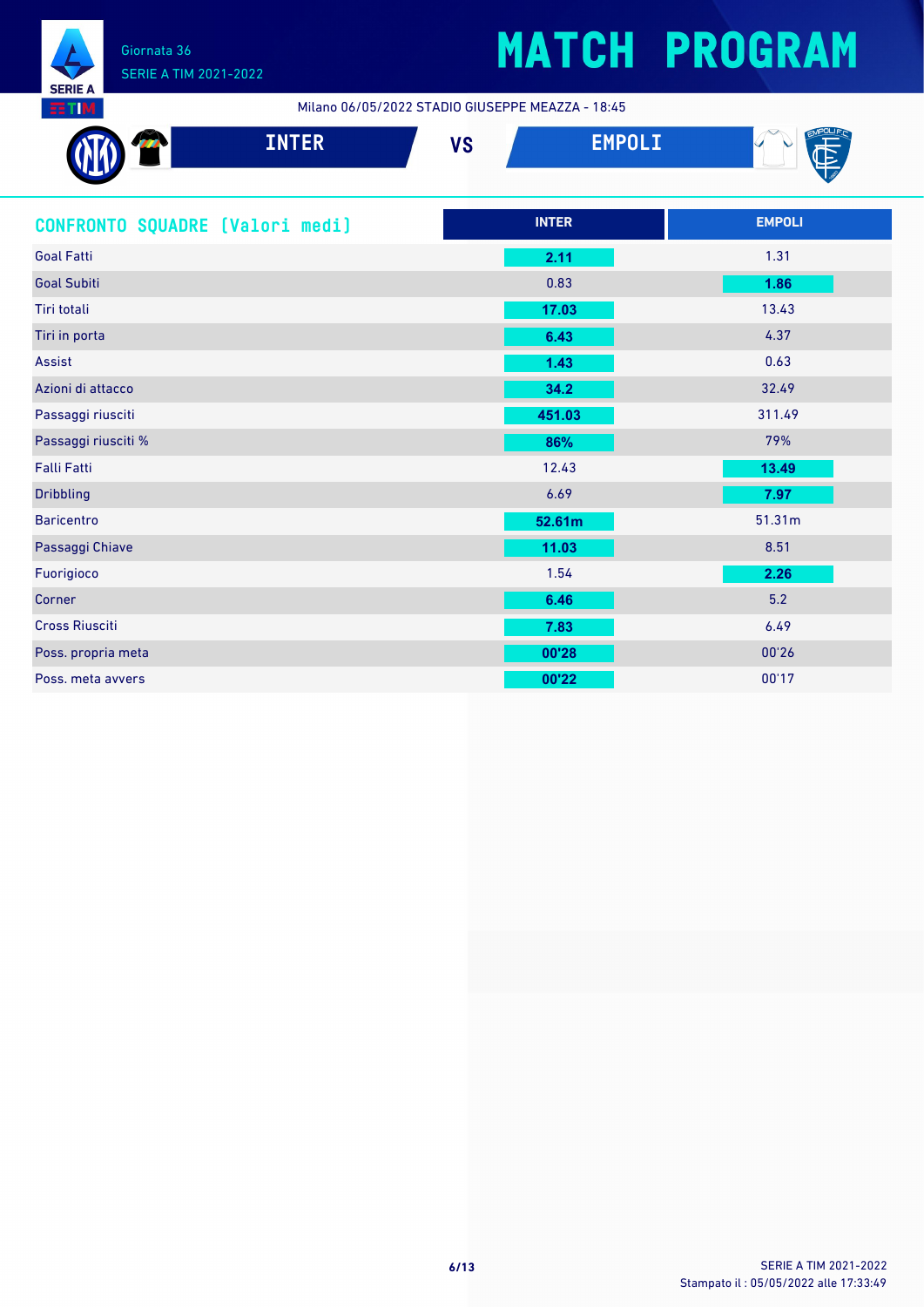Giornata 36
SERIE A TIM 2021-2022

# MATCH PROGRAM

Milano 06/05/2022 STADIO GIUSEPPE MEAZZA - 18:45

**INTER** VS **EMPOLI**

## CONFRONTO SQUADRE [Valori medi]

| | INTER | EMPOLI |
|---|---|---|
| Goal Fatti | **2.11** | 1.31 |
| Goal Subiti | 0.83 | **1.86** |
| Tiri totali | **17.03** | 13.43 |
| Tiri in porta | **6.43** | 4.37 |
| Assist | **1.43** | 0.63 |
| Azioni di attacco | **34.2** | 32.49 |
| Passaggi riusciti | **451.03** | 311.49 |
| Passaggi riusciti % | **86%** | 79% |
| Falli Fatti | 12.43 | **13.49** |
| Dribbling | 6.69 | **7.97** |
| Baricentro | **52.61m** | 51.31m |
| Passaggi Chiave | **11.03** | 8.51 |
| Fuorigioco | 1.54 | **2.26** |
| Corner | **6.46** | 5.2 |
| Cross Riusciti | **7.83** | 6.49 |
| Poss. propria meta | **00'28** | 00'26 |
| Poss. meta avvers | **00'22** | 00'17 |

SERIE A TIM 2021-2022
Stampato il : 05/05/2022 alle 17:33:49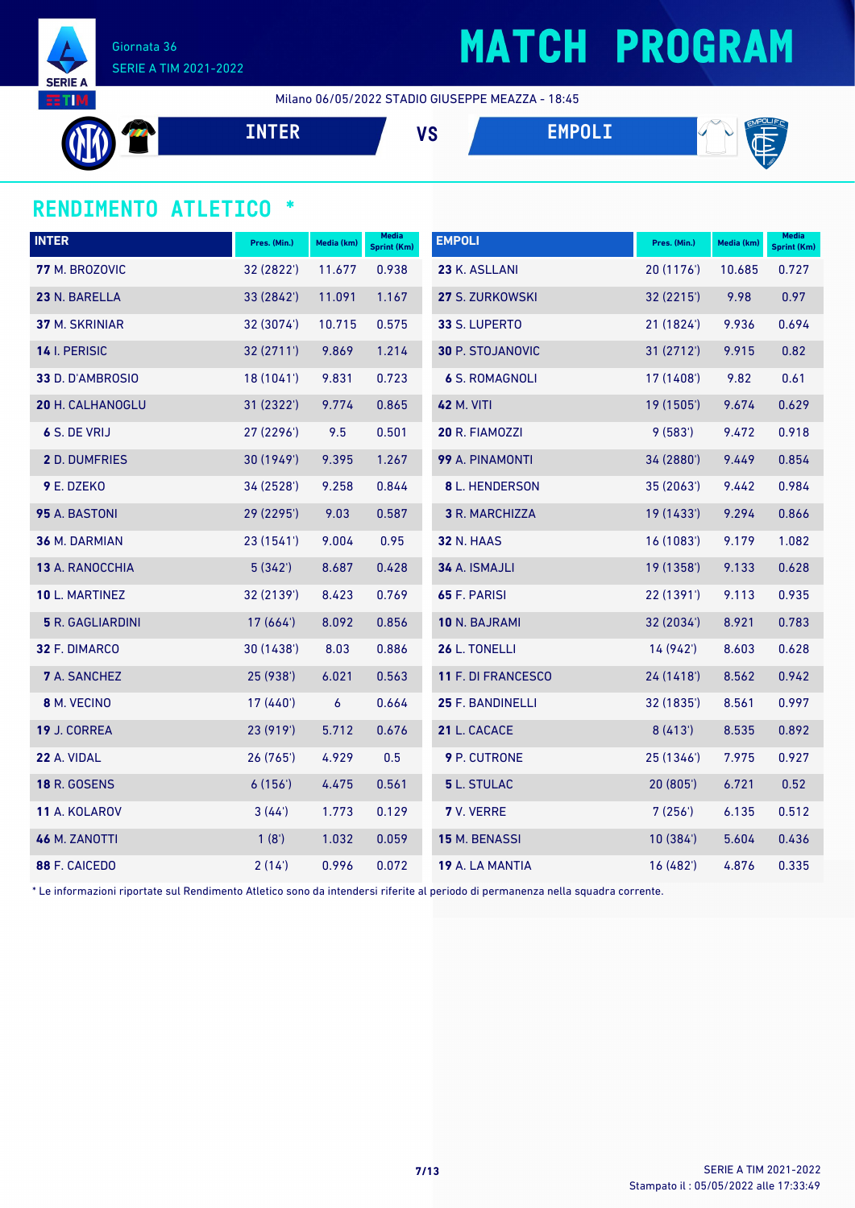# MATCH PROGRAM

Giornata 36
SERIE A TIM 2021-2022

Milano 06/05/2022 STADIO GIUSEPPE MEAZZA - 18:45

**INTER** VS **EMPOLI**

## RENDIMENTO ATLETICO *

| INTER | Pres. (Min.) | Media (km) | Media Sprint (Km) |
|---|---|---|---|
| **77** M. BROZOVIC | 32 (2822') | 11.677 | 0.938 |
| **23** N. BARELLA | 33 (2842') | 11.091 | 1.167 |
| **37** M. SKRINIAR | 32 (3074') | 10.715 | 0.575 |
| **14** I. PERISIC | 32 (2711') | 9.869 | 1.214 |
| **33** D. D'AMBROSIO | 18 (1041') | 9.831 | 0.723 |
| **20** H. CALHANOGLU | 31 (2322') | 9.774 | 0.865 |
| **6** S. DE VRIJ | 27 (2296') | 9.5 | 0.501 |
| **2** D. DUMFRIES | 30 (1949') | 9.395 | 1.267 |
| **9** E. DZEKO | 34 (2528') | 9.258 | 0.844 |
| **95** A. BASTONI | 29 (2295') | 9.03 | 0.587 |
| **36** M. DARMIAN | 23 (1541') | 9.004 | 0.95 |
| **13** A. RANOCCHIA | 5 (342') | 8.687 | 0.428 |
| **10** L. MARTINEZ | 32 (2139') | 8.423 | 0.769 |
| **5** R. GAGLIARDINI | 17 (664') | 8.092 | 0.856 |
| **32** F. DIMARCO | 30 (1438') | 8.03 | 0.886 |
| **7** A. SANCHEZ | 25 (938') | 6.021 | 0.563 |
| **8** M. VECINO | 17 (440') | 6 | 0.664 |
| **19** J. CORREA | 23 (919') | 5.712 | 0.676 |
| **22** A. VIDAL | 26 (765') | 4.929 | 0.5 |
| **18** R. GOSENS | 6 (156') | 4.475 | 0.561 |
| **11** A. KOLAROV | 3 (44') | 1.773 | 0.129 |
| **46** M. ZANOTTI | 1 (8') | 1.032 | 0.059 |
| **88** F. CAICEDO | 2 (14') | 0.996 | 0.072 |

| EMPOLI | Pres. (Min.) | Media (km) | Media Sprint (Km) |
|---|---|---|---|
| **23** K. ASLLANI | 20 (1176') | 10.685 | 0.727 |
| **27** S. ZURKOWSKI | 32 (2215') | 9.98 | 0.97 |
| **33** S. LUPERTO | 21 (1824') | 9.936 | 0.694 |
| **30** P. STOJANOVIC | 31 (2712') | 9.915 | 0.82 |
| **6** S. ROMAGNOLI | 17 (1408') | 9.82 | 0.61 |
| **42** M. VITI | 19 (1505') | 9.674 | 0.629 |
| **20** R. FIAMOZZI | 9 (583') | 9.472 | 0.918 |
| **99** A. PINAMONTI | 34 (2880') | 9.449 | 0.854 |
| **8** L. HENDERSON | 35 (2063') | 9.442 | 0.984 |
| **3** R. MARCHIZZA | 19 (1433') | 9.294 | 0.866 |
| **32** N. HAAS | 16 (1083') | 9.179 | 1.082 |
| **34** A. ISMAJLI | 19 (1358') | 9.133 | 0.628 |
| **65** F. PARISI | 22 (1391') | 9.113 | 0.935 |
| **10** N. BAJRAMI | 32 (2034') | 8.921 | 0.783 |
| **26** L. TONELLI | 14 (942') | 8.603 | 0.628 |
| **11** F. DI FRANCESCO | 24 (1418') | 8.562 | 0.942 |
| **25** F. BANDINELLI | 32 (1835') | 8.561 | 0.997 |
| **21** L. CACACE | 8 (413') | 8.535 | 0.892 |
| **9** P. CUTRONE | 25 (1346') | 7.975 | 0.927 |
| **5** L. STULAC | 20 (805') | 6.721 | 0.52 |
| **7** V. VERRE | 7 (256') | 6.135 | 0.512 |
| **15** M. BENASSI | 10 (384') | 5.604 | 0.436 |
| **19** A. LA MANTIA | 16 (482') | 4.876 | 0.335 |

* Le informazioni riportate sul Rendimento Atletico sono da intendersi riferite al periodo di permanenza nella squadra corrente.

SERIE A TIM 2021-2022
Stampato il : 05/05/2022 alle 17:33:49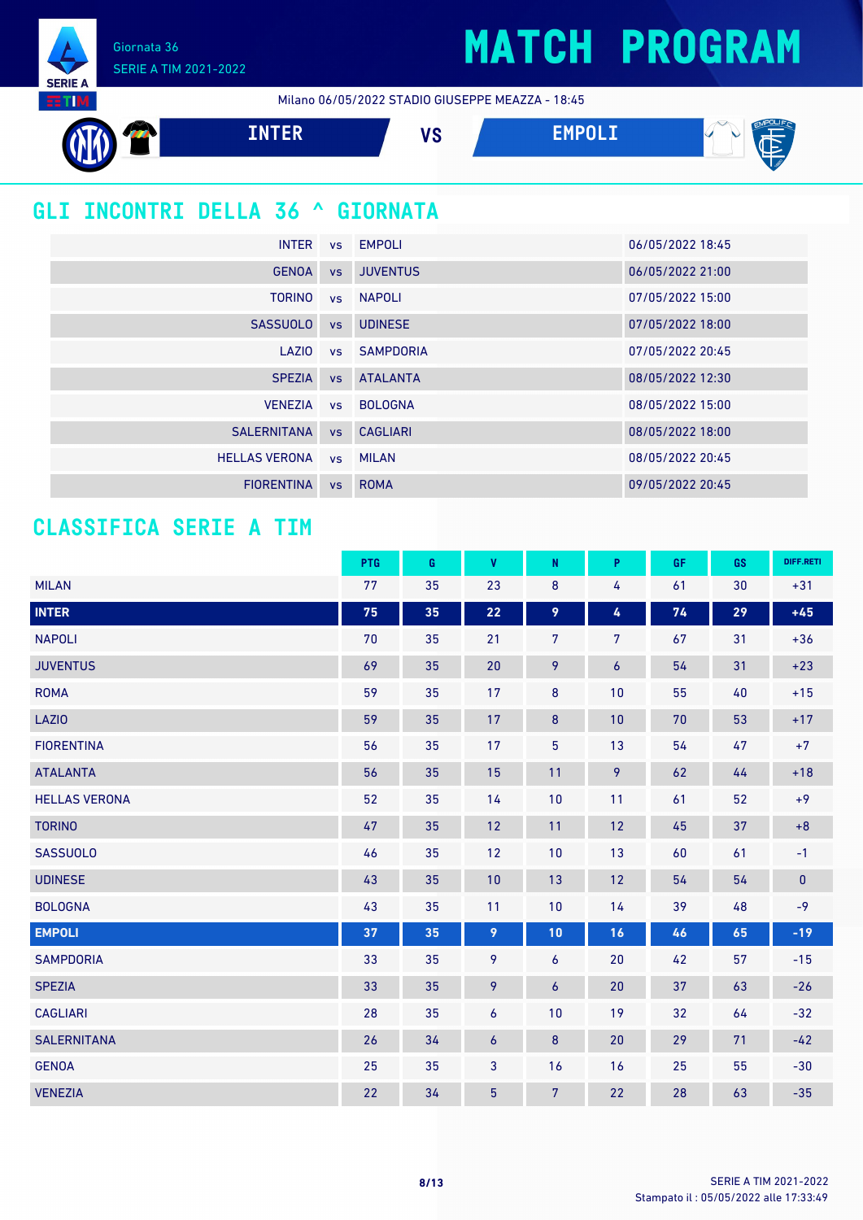Giornata 36

SERIE A TIM 2021-2022

# MATCH PROGRAM

Milano 06/05/2022 STADIO GIUSEPPE MEAZZA - 18:45

**INTER** VS **EMPOLI**

## GLI INCONTRI DELLA 36 ^ GIORNATA

| | | | |
|---|---|---|---|
| INTER | vs | EMPOLI | 06/05/2022 18:45 |
| GENOA | vs | JUVENTUS | 06/05/2022 21:00 |
| TORINO | vs | NAPOLI | 07/05/2022 15:00 |
| SASSUOLO | vs | UDINESE | 07/05/2022 18:00 |
| LAZIO | vs | SAMPDORIA | 07/05/2022 20:45 |
| SPEZIA | vs | ATALANTA | 08/05/2022 12:30 |
| VENEZIA | vs | BOLOGNA | 08/05/2022 15:00 |
| SALERNITANA | vs | CAGLIARI | 08/05/2022 18:00 |
| HELLAS VERONA | vs | MILAN | 08/05/2022 20:45 |
| FIORENTINA | vs | ROMA | 09/05/2022 20:45 |

## CLASSIFICA SERIE A TIM

| | PTG | G | V | N | P | GF | GS | DIFF.RETI |
|---|---|---|---|---|---|---|---|---|
| MILAN | 77 | 35 | 23 | 8 | 4 | 61 | 30 | +31 |
| **INTER** | **75** | **35** | **22** | **9** | **4** | **74** | **29** | **+45** |
| NAPOLI | 70 | 35 | 21 | 7 | 7 | 67 | 31 | +36 |
| JUVENTUS | 69 | 35 | 20 | 9 | 6 | 54 | 31 | +23 |
| ROMA | 59 | 35 | 17 | 8 | 10 | 55 | 40 | +15 |
| LAZIO | 59 | 35 | 17 | 8 | 10 | 70 | 53 | +17 |
| FIORENTINA | 56 | 35 | 17 | 5 | 13 | 54 | 47 | +7 |
| ATALANTA | 56 | 35 | 15 | 11 | 9 | 62 | 44 | +18 |
| HELLAS VERONA | 52 | 35 | 14 | 10 | 11 | 61 | 52 | +9 |
| TORINO | 47 | 35 | 12 | 11 | 12 | 45 | 37 | +8 |
| SASSUOLO | 46 | 35 | 12 | 10 | 13 | 60 | 61 | -1 |
| UDINESE | 43 | 35 | 10 | 13 | 12 | 54 | 54 | 0 |
| BOLOGNA | 43 | 35 | 11 | 10 | 14 | 39 | 48 | -9 |
| **EMPOLI** | **37** | **35** | **9** | **10** | **16** | **46** | **65** | **-19** |
| SAMPDORIA | 33 | 35 | 9 | 6 | 20 | 42 | 57 | -15 |
| SPEZIA | 33 | 35 | 9 | 6 | 20 | 37 | 63 | -26 |
| CAGLIARI | 28 | 35 | 6 | 10 | 19 | 32 | 64 | -32 |
| SALERNITANA | 26 | 34 | 6 | 8 | 20 | 29 | 71 | -42 |
| GENOA | 25 | 35 | 3 | 16 | 16 | 25 | 55 | -30 |
| VENEZIA | 22 | 34 | 5 | 7 | 22 | 28 | 63 | -35 |

Stampato il : 05/05/2022 alle 17:33:49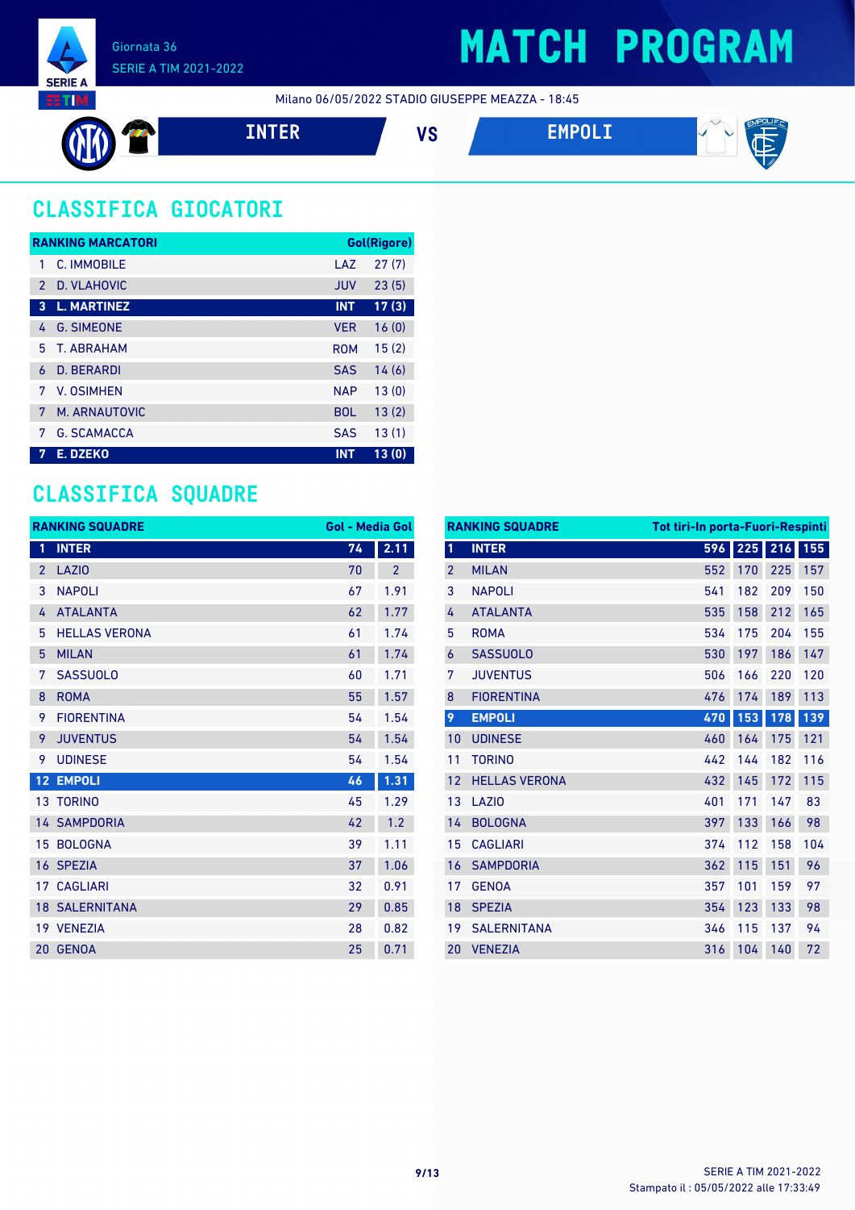Giornata 36

SERIE A TIM 2021-2022

# MATCH PROGRAM

Milano 06/05/2022 STADIO GIUSEPPE MEAZZA - 18:45

**INTER** VS **EMPOLI**

## CLASSIFICA GIOCATORI

| RANKING MARCATORI | | | Gol(Rigore) |
|---|---|---|---|
| 1 | C. IMMOBILE | LAZ | 27 (7) |
| 2 | D. VLAHOVIC | JUV | 23 (5) |
| **3** | **L. MARTINEZ** | **INT** | **17 (3)** |
| 4 | G. SIMEONE | VER | 16 (0) |
| 5 | T. ABRAHAM | ROM | 15 (2) |
| 6 | D. BERARDI | SAS | 14 (6) |
| 7 | V. OSIMHEN | NAP | 13 (0) |
| 7 | M. ARNAUTOVIC | BOL | 13 (2) |
| 7 | G. SCAMACCA | SAS | 13 (1) |
| **7** | **E. DZEKO** | **INT** | **13 (0)** |

## CLASSIFICA SQUADRE

| RANKING SQUADRE | | Gol | Media Gol |
|---|---|---|---|
| **1** | **INTER** | **74** | **2.11** |
| 2 | LAZIO | 70 | 2 |
| 3 | NAPOLI | 67 | 1.91 |
| 4 | ATALANTA | 62 | 1.77 |
| 5 | HELLAS VERONA | 61 | 1.74 |
| 5 | MILAN | 61 | 1.74 |
| 7 | SASSUOLO | 60 | 1.71 |
| 8 | ROMA | 55 | 1.57 |
| 9 | FIORENTINA | 54 | 1.54 |
| 9 | JUVENTUS | 54 | 1.54 |
| 9 | UDINESE | 54 | 1.54 |
| **12** | **EMPOLI** | **46** | **1.31** |
| 13 | TORINO | 45 | 1.29 |
| 14 | SAMPDORIA | 42 | 1.2 |
| 15 | BOLOGNA | 39 | 1.11 |
| 16 | SPEZIA | 37 | 1.06 |
| 17 | CAGLIARI | 32 | 0.91 |
| 18 | SALERNITANA | 29 | 0.85 |
| 19 | VENEZIA | 28 | 0.82 |
| 20 | GENOA | 25 | 0.71 |

| RANKING SQUADRE | | Tot tiri | In porta | Fuori | Respinti |
|---|---|---|---|---|---|
| **1** | **INTER** | **596** | **225** | **216** | **155** |
| 2 | MILAN | 552 | 170 | 225 | 157 |
| 3 | NAPOLI | 541 | 182 | 209 | 150 |
| 4 | ATALANTA | 535 | 158 | 212 | 165 |
| 5 | ROMA | 534 | 175 | 204 | 155 |
| 6 | SASSUOLO | 530 | 197 | 186 | 147 |
| 7 | JUVENTUS | 506 | 166 | 220 | 120 |
| 8 | FIORENTINA | 476 | 174 | 189 | 113 |
| **9** | **EMPOLI** | **470** | **153** | **178** | **139** |
| 10 | UDINESE | 460 | 164 | 175 | 121 |
| 11 | TORINO | 442 | 144 | 182 | 116 |
| 12 | HELLAS VERONA | 432 | 145 | 172 | 115 |
| 13 | LAZIO | 401 | 171 | 147 | 83 |
| 14 | BOLOGNA | 397 | 133 | 166 | 98 |
| 15 | CAGLIARI | 374 | 112 | 158 | 104 |
| 16 | SAMPDORIA | 362 | 115 | 151 | 96 |
| 17 | GENOA | 357 | 101 | 159 | 97 |
| 18 | SPEZIA | 354 | 123 | 133 | 98 |
| 19 | SALERNITANA | 346 | 115 | 137 | 94 |
| 20 | VENEZIA | 316 | 104 | 140 | 72 |

Stampato il : 05/05/2022 alle 17:33:49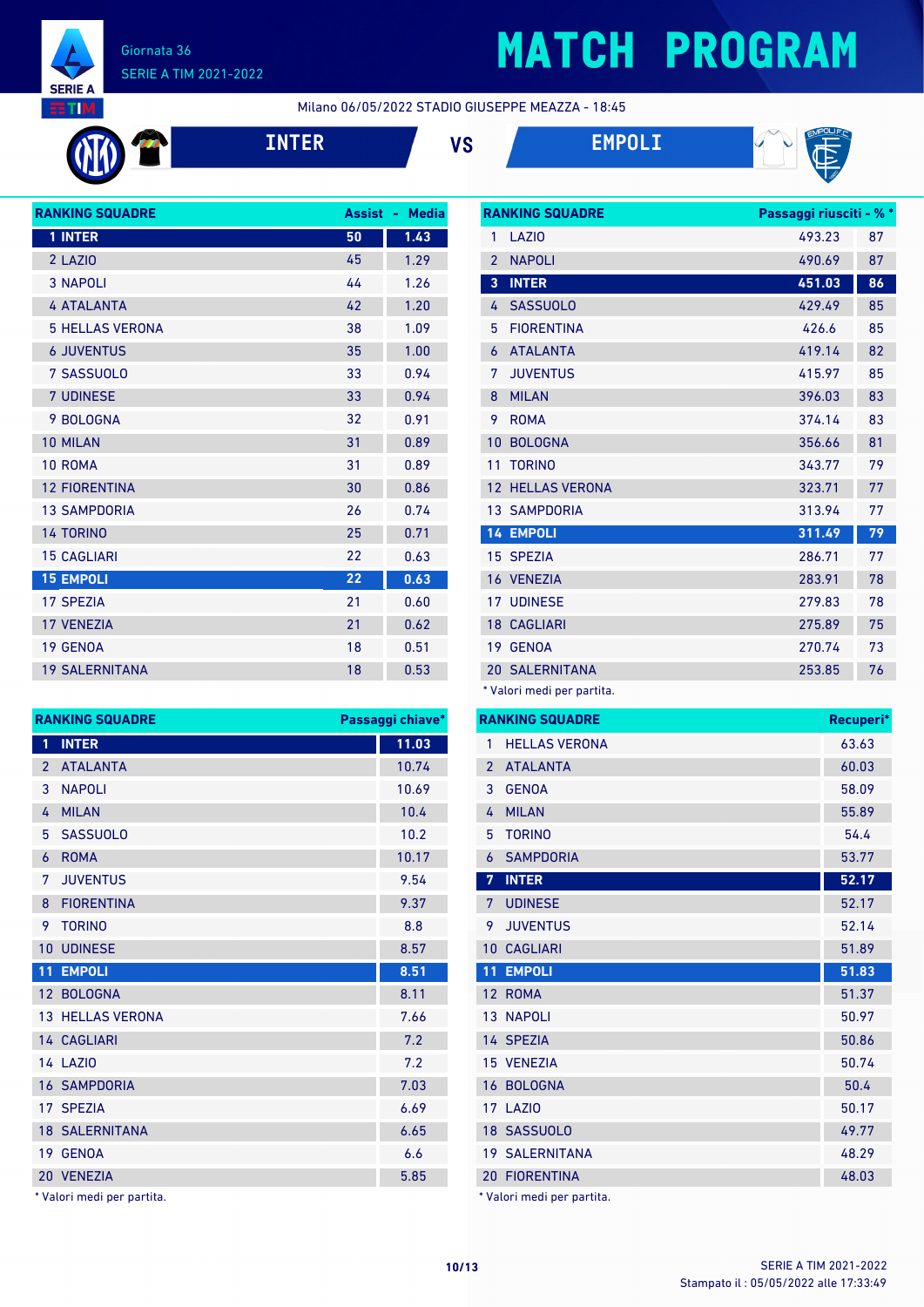# MATCH PROGRAM

Giornata 36
SERIE A TIM 2021-2022

Milano 06/05/2022 STADIO GIUSEPPE MEAZZA - 18:45

**INTER** VS **EMPOLI**

| RANKING SQUADRE | Assist | Media |
|---|---|---|
| 1 INTER | 50 | 1.43 |
| 2 LAZIO | 45 | 1.29 |
| 3 NAPOLI | 44 | 1.26 |
| 4 ATALANTA | 42 | 1.20 |
| 5 HELLAS VERONA | 38 | 1.09 |
| 6 JUVENTUS | 35 | 1.00 |
| 7 SASSUOLO | 33 | 0.94 |
| 7 UDINESE | 33 | 0.94 |
| 9 BOLOGNA | 32 | 0.91 |
| 10 MILAN | 31 | 0.89 |
| 10 ROMA | 31 | 0.89 |
| 12 FIORENTINA | 30 | 0.86 |
| 13 SAMPDORIA | 26 | 0.74 |
| 14 TORINO | 25 | 0.71 |
| 15 CAGLIARI | 22 | 0.63 |
| 15 EMPOLI | 22 | 0.63 |
| 17 SPEZIA | 21 | 0.60 |
| 17 VENEZIA | 21 | 0.62 |
| 19 GENOA | 18 | 0.51 |
| 19 SALERNITANA | 18 | 0.53 |

| RANKING SQUADRE | Passaggi riusciti* | %* |
|---|---|---|
| 1 LAZIO | 493.23 | 87 |
| 2 NAPOLI | 490.69 | 87 |
| 3 INTER | 451.03 | 86 |
| 4 SASSUOLO | 429.49 | 85 |
| 5 FIORENTINA | 426.6 | 85 |
| 6 ATALANTA | 419.14 | 82 |
| 7 JUVENTUS | 415.97 | 85 |
| 8 MILAN | 396.03 | 83 |
| 9 ROMA | 374.14 | 83 |
| 10 BOLOGNA | 356.66 | 81 |
| 11 TORINO | 343.77 | 79 |
| 12 HELLAS VERONA | 323.71 | 77 |
| 13 SAMPDORIA | 313.94 | 77 |
| 14 EMPOLI | 311.49 | 79 |
| 15 SPEZIA | 286.71 | 77 |
| 16 VENEZIA | 283.91 | 78 |
| 17 UDINESE | 279.83 | 78 |
| 18 CAGLIARI | 275.89 | 75 |
| 19 GENOA | 270.74 | 73 |
| 20 SALERNITANA | 253.85 | 76 |

* Valori medi per partita.

| RANKING SQUADRE | Passaggi chiave* |
|---|---|
| 1 INTER | 11.03 |
| 2 ATALANTA | 10.74 |
| 3 NAPOLI | 10.69 |
| 4 MILAN | 10.4 |
| 5 SASSUOLO | 10.2 |
| 6 ROMA | 10.17 |
| 7 JUVENTUS | 9.54 |
| 8 FIORENTINA | 9.37 |
| 9 TORINO | 8.8 |
| 10 UDINESE | 8.57 |
| 11 EMPOLI | 8.51 |
| 12 BOLOGNA | 8.11 |
| 13 HELLAS VERONA | 7.66 |
| 14 CAGLIARI | 7.2 |
| 14 LAZIO | 7.2 |
| 16 SAMPDORIA | 7.03 |
| 17 SPEZIA | 6.69 |
| 18 SALERNITANA | 6.65 |
| 19 GENOA | 6.6 |
| 20 VENEZIA | 5.85 |

* Valori medi per partita.

| RANKING SQUADRE | Recuperi* |
|---|---|
| 1 HELLAS VERONA | 63.63 |
| 2 ATALANTA | 60.03 |
| 3 GENOA | 58.09 |
| 4 MILAN | 55.89 |
| 5 TORINO | 54.4 |
| 6 SAMPDORIA | 53.77 |
| 7 INTER | 52.17 |
| 7 UDINESE | 52.17 |
| 9 JUVENTUS | 52.14 |
| 10 CAGLIARI | 51.89 |
| 11 EMPOLI | 51.83 |
| 12 ROMA | 51.37 |
| 13 NAPOLI | 50.97 |
| 14 SPEZIA | 50.86 |
| 15 VENEZIA | 50.74 |
| 16 BOLOGNA | 50.4 |
| 17 LAZIO | 50.17 |
| 18 SASSUOLO | 49.77 |
| 19 SALERNITANA | 48.29 |
| 20 FIORENTINA | 48.03 |

* Valori medi per partita.

Stampato il : 05/05/2022 alle 17:33:49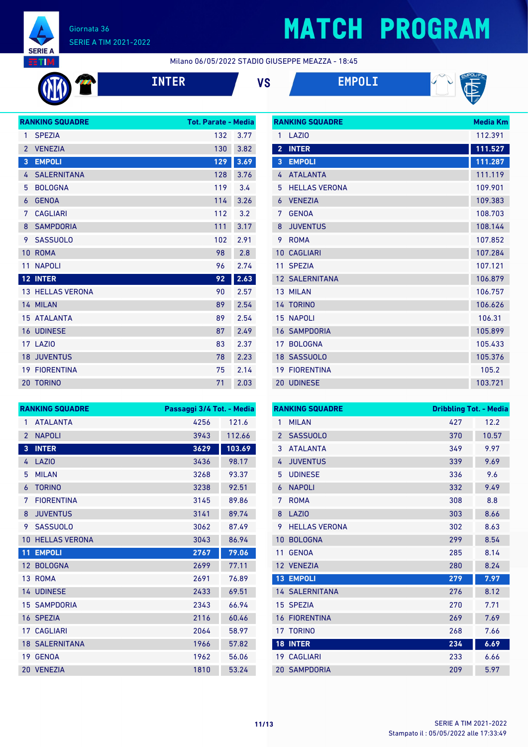# MATCH PROGRAM

Giornata 36
SERIE A TIM 2021-2022

Milano 06/05/2022 STADIO GIUSEPPE MEAZZA - 18:45

**INTER** VS **EMPOLI**

| RANKING SQUADRE | | Tot. Parate | Media |
|---|---|---|---|
| 1 | SPEZIA | 132 | 3.77 |
| 2 | VENEZIA | 130 | 3.82 |
| 3 | EMPOLI | 129 | 3.69 |
| 4 | SALERNITANA | 128 | 3.76 |
| 5 | BOLOGNA | 119 | 3.4 |
| 6 | GENOA | 114 | 3.26 |
| 7 | CAGLIARI | 112 | 3.2 |
| 8 | SAMPDORIA | 111 | 3.17 |
| 9 | SASSUOLO | 102 | 2.91 |
| 10 | ROMA | 98 | 2.8 |
| 11 | NAPOLI | 96 | 2.74 |
| 12 | INTER | 92 | 2.63 |
| 13 | HELLAS VERONA | 90 | 2.57 |
| 14 | MILAN | 89 | 2.54 |
| 15 | ATALANTA | 89 | 2.54 |
| 16 | UDINESE | 87 | 2.49 |
| 17 | LAZIO | 83 | 2.37 |
| 18 | JUVENTUS | 78 | 2.23 |
| 19 | FIORENTINA | 75 | 2.14 |
| 20 | TORINO | 71 | 2.03 |

| RANKING SQUADRE | | Media Km |
|---|---|---|
| 1 | LAZIO | 112.391 |
| 2 | INTER | 111.527 |
| 3 | EMPOLI | 111.287 |
| 4 | ATALANTA | 111.119 |
| 5 | HELLAS VERONA | 109.901 |
| 6 | VENEZIA | 109.383 |
| 7 | GENOA | 108.703 |
| 8 | JUVENTUS | 108.144 |
| 9 | ROMA | 107.852 |
| 10 | CAGLIARI | 107.284 |
| 11 | SPEZIA | 107.121 |
| 12 | SALERNITANA | 106.879 |
| 13 | MILAN | 106.757 |
| 14 | TORINO | 106.626 |
| 15 | NAPOLI | 106.31 |
| 16 | SAMPDORIA | 105.899 |
| 17 | BOLOGNA | 105.433 |
| 18 | SASSUOLO | 105.376 |
| 19 | FIORENTINA | 105.2 |
| 20 | UDINESE | 103.721 |

| RANKING SQUADRE | | Passaggi 3/4 Tot. | Media |
|---|---|---|---|
| 1 | ATALANTA | 4256 | 121.6 |
| 2 | NAPOLI | 3943 | 112.66 |
| 3 | INTER | 3629 | 103.69 |
| 4 | LAZIO | 3436 | 98.17 |
| 5 | MILAN | 3268 | 93.37 |
| 6 | TORINO | 3238 | 92.51 |
| 7 | FIORENTINA | 3145 | 89.86 |
| 8 | JUVENTUS | 3141 | 89.74 |
| 9 | SASSUOLO | 3062 | 87.49 |
| 10 | HELLAS VERONA | 3043 | 86.94 |
| 11 | EMPOLI | 2767 | 79.06 |
| 12 | BOLOGNA | 2699 | 77.11 |
| 13 | ROMA | 2691 | 76.89 |
| 14 | UDINESE | 2433 | 69.51 |
| 15 | SAMPDORIA | 2343 | 66.94 |
| 16 | SPEZIA | 2116 | 60.46 |
| 17 | CAGLIARI | 2064 | 58.97 |
| 18 | SALERNITANA | 1966 | 57.82 |
| 19 | GENOA | 1962 | 56.06 |
| 20 | VENEZIA | 1810 | 53.24 |

| RANKING SQUADRE | | Dribbling Tot. | Media |
|---|---|---|---|
| 1 | MILAN | 427 | 12.2 |
| 2 | SASSUOLO | 370 | 10.57 |
| 3 | ATALANTA | 349 | 9.97 |
| 4 | JUVENTUS | 339 | 9.69 |
| 5 | UDINESE | 336 | 9.6 |
| 6 | NAPOLI | 332 | 9.49 |
| 7 | ROMA | 308 | 8.8 |
| 8 | LAZIO | 303 | 8.66 |
| 9 | HELLAS VERONA | 302 | 8.63 |
| 10 | BOLOGNA | 299 | 8.54 |
| 11 | GENOA | 285 | 8.14 |
| 12 | VENEZIA | 280 | 8.24 |
| 13 | EMPOLI | 279 | 7.97 |
| 14 | SALERNITANA | 276 | 8.12 |
| 15 | SPEZIA | 270 | 7.71 |
| 16 | FIORENTINA | 269 | 7.69 |
| 17 | TORINO | 268 | 7.66 |
| 18 | INTER | 234 | 6.69 |
| 19 | CAGLIARI | 233 | 6.66 |
| 20 | SAMPDORIA | 209 | 5.97 |

Stampato il : 05/05/2022 alle 17:33:49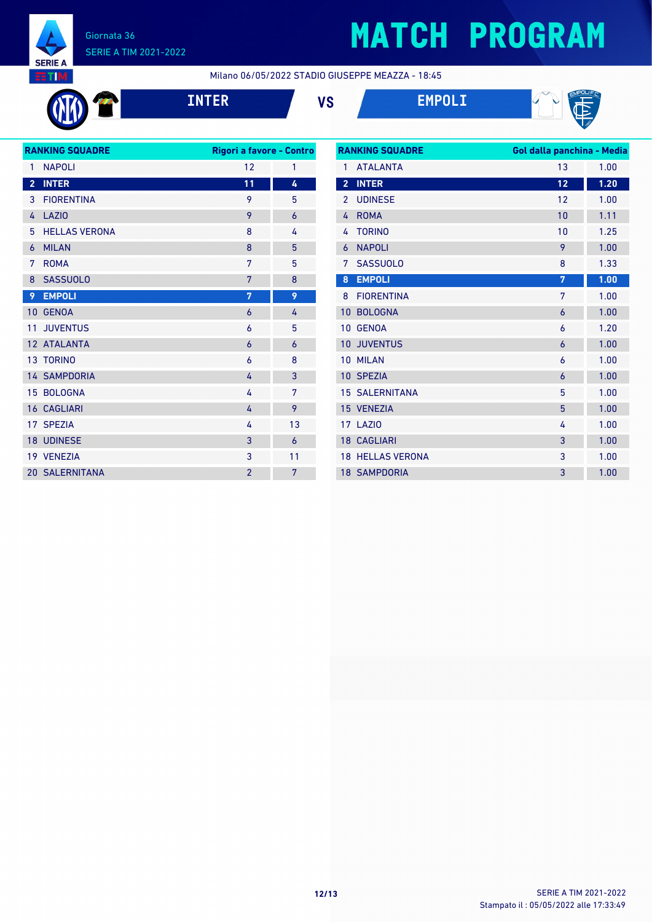Giornata 36

SERIE A TIM 2021-2022

# MATCH PROGRAM

Milano 06/05/2022 STADIO GIUSEPPE MEAZZA - 18:45

**INTER** VS **EMPOLI**

| RANKING SQUADRE | | Rigori a favore | Contro |
|---|---|---|---|
| 1 | NAPOLI | 12 | 1 |
| 2 | INTER | 11 | 4 |
| 3 | FIORENTINA | 9 | 5 |
| 4 | LAZIO | 9 | 6 |
| 5 | HELLAS VERONA | 8 | 4 |
| 6 | MILAN | 8 | 5 |
| 7 | ROMA | 7 | 5 |
| 8 | SASSUOLO | 7 | 8 |
| 9 | EMPOLI | 7 | 9 |
| 10 | GENOA | 6 | 4 |
| 11 | JUVENTUS | 6 | 5 |
| 12 | ATALANTA | 6 | 6 |
| 13 | TORINO | 6 | 8 |
| 14 | SAMPDORIA | 4 | 3 |
| 15 | BOLOGNA | 4 | 7 |
| 16 | CAGLIARI | 4 | 9 |
| 17 | SPEZIA | 4 | 13 |
| 18 | UDINESE | 3 | 6 |
| 19 | VENEZIA | 3 | 11 |
| 20 | SALERNITANA | 2 | 7 |

| RANKING SQUADRE | | Gol dalla panchina | Media |
|---|---|---|---|
| 1 | ATALANTA | 13 | 1.00 |
| 2 | INTER | 12 | 1.20 |
| 2 | UDINESE | 12 | 1.00 |
| 4 | ROMA | 10 | 1.11 |
| 4 | TORINO | 10 | 1.25 |
| 6 | NAPOLI | 9 | 1.00 |
| 7 | SASSUOLO | 8 | 1.33 |
| 8 | EMPOLI | 7 | 1.00 |
| 8 | FIORENTINA | 7 | 1.00 |
| 10 | BOLOGNA | 6 | 1.00 |
| 10 | GENOA | 6 | 1.20 |
| 10 | JUVENTUS | 6 | 1.00 |
| 10 | MILAN | 6 | 1.00 |
| 10 | SPEZIA | 6 | 1.00 |
| 15 | SALERNITANA | 5 | 1.00 |
| 15 | VENEZIA | 5 | 1.00 |
| 17 | LAZIO | 4 | 1.00 |
| 18 | CAGLIARI | 3 | 1.00 |
| 18 | HELLAS VERONA | 3 | 1.00 |
| 18 | SAMPDORIA | 3 | 1.00 |

SERIE A TIM 2021-2022

Stampato il : 05/05/2022 alle 17:33:49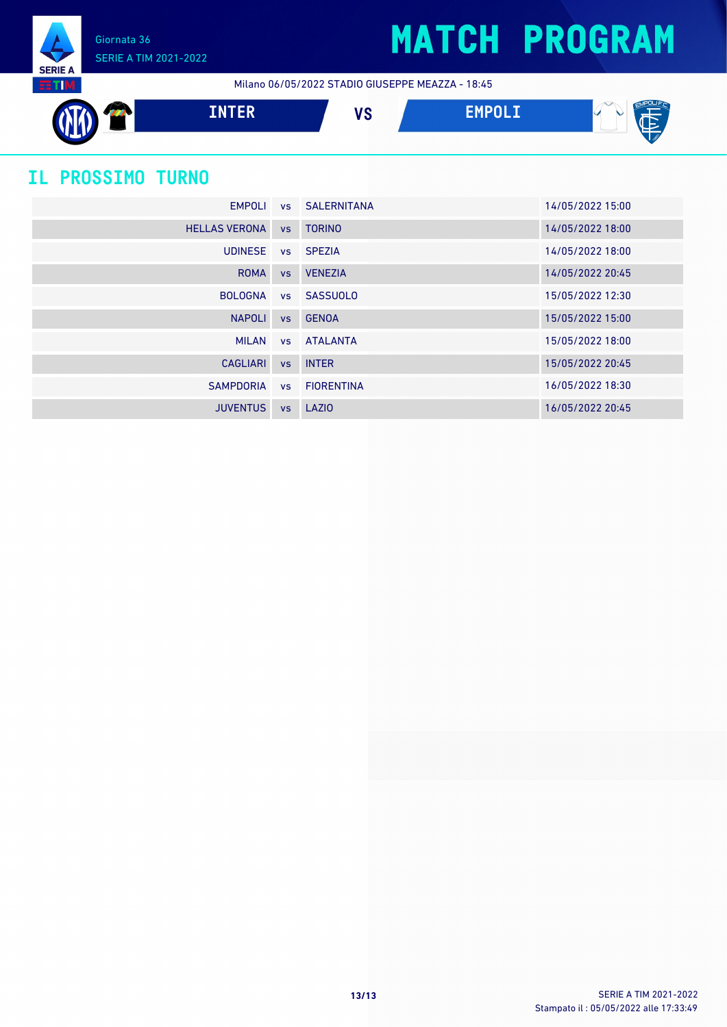# MATCH PROGRAM

Giornata 36
SERIE A TIM 2021-2022

Milano 06/05/2022 STADIO GIUSEPPE MEAZZA - 18:45

**INTER** VS **EMPOLI**

## IL PROSSIMO TURNO

| | | | |
|---|---|---|---|
| EMPOLI | vs | SALERNITANA | 14/05/2022 15:00 |
| HELLAS VERONA | vs | TORINO | 14/05/2022 18:00 |
| UDINESE | vs | SPEZIA | 14/05/2022 18:00 |
| ROMA | vs | VENEZIA | 14/05/2022 20:45 |
| BOLOGNA | vs | SASSUOLO | 15/05/2022 12:30 |
| NAPOLI | vs | GENOA | 15/05/2022 15:00 |
| MILAN | vs | ATALANTA | 15/05/2022 18:00 |
| CAGLIARI | vs | INTER | 15/05/2022 20:45 |
| SAMPDORIA | vs | FIORENTINA | 16/05/2022 18:30 |
| JUVENTUS | vs | LAZIO | 16/05/2022 20:45 |

SERIE A TIM 2021-2022
Stampato il : 05/05/2022 alle 17:33:49